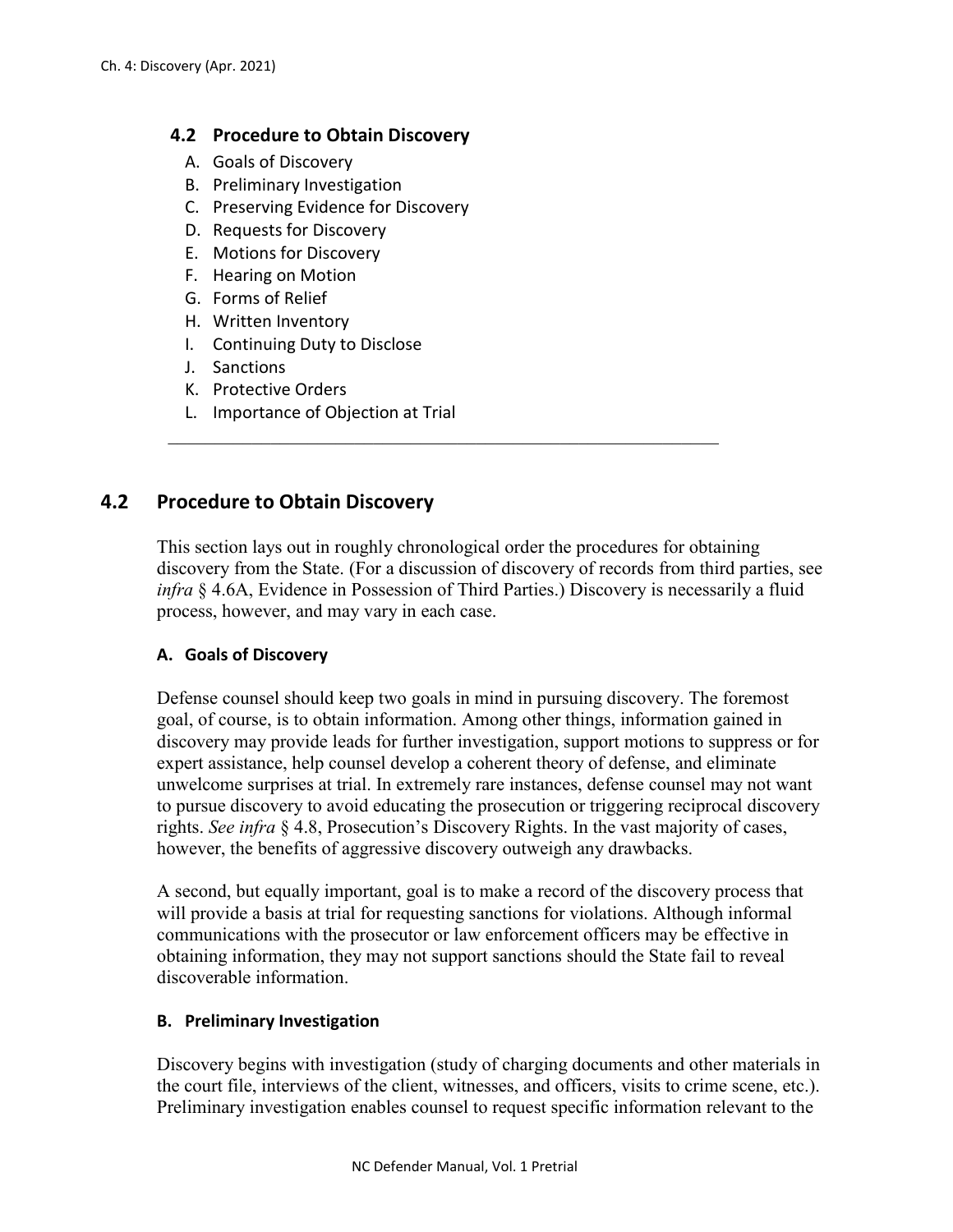## 4.2 Procedure to Obtain Discovery

A. Goals of Discovery
B. Preliminary Investigation
C. Preserving Evidence for Discovery
D. Requests for Discovery
E. Motions for Discovery
F. Hearing on Motion
G. Forms of Relief
H. Written Inventory
I. Continuing Duty to Disclose
J. Sanctions
K. Protective Orders
L. Importance of Objection at Trial

---

## 4.2 Procedure to Obtain Discovery

This section lays out in roughly chronological order the procedures for obtaining discovery from the State. (For a discussion of discovery of records from third parties, see *infra* § 4.6A, Evidence in Possession of Third Parties.) Discovery is necessarily a fluid process, however, and may vary in each case.

### A. Goals of Discovery

Defense counsel should keep two goals in mind in pursuing discovery. The foremost goal, of course, is to obtain information. Among other things, information gained in discovery may provide leads for further investigation, support motions to suppress or for expert assistance, help counsel develop a coherent theory of defense, and eliminate unwelcome surprises at trial. In extremely rare instances, defense counsel may not want to pursue discovery to avoid educating the prosecution or triggering reciprocal discovery rights. *See infra* § 4.8, Prosecution's Discovery Rights. In the vast majority of cases, however, the benefits of aggressive discovery outweigh any drawbacks.

A second, but equally important, goal is to make a record of the discovery process that will provide a basis at trial for requesting sanctions for violations. Although informal communications with the prosecutor or law enforcement officers may be effective in obtaining information, they may not support sanctions should the State fail to reveal discoverable information.

### B. Preliminary Investigation

Discovery begins with investigation (study of charging documents and other materials in the court file, interviews of the client, witnesses, and officers, visits to crime scene, etc.). Preliminary investigation enables counsel to request specific information relevant to the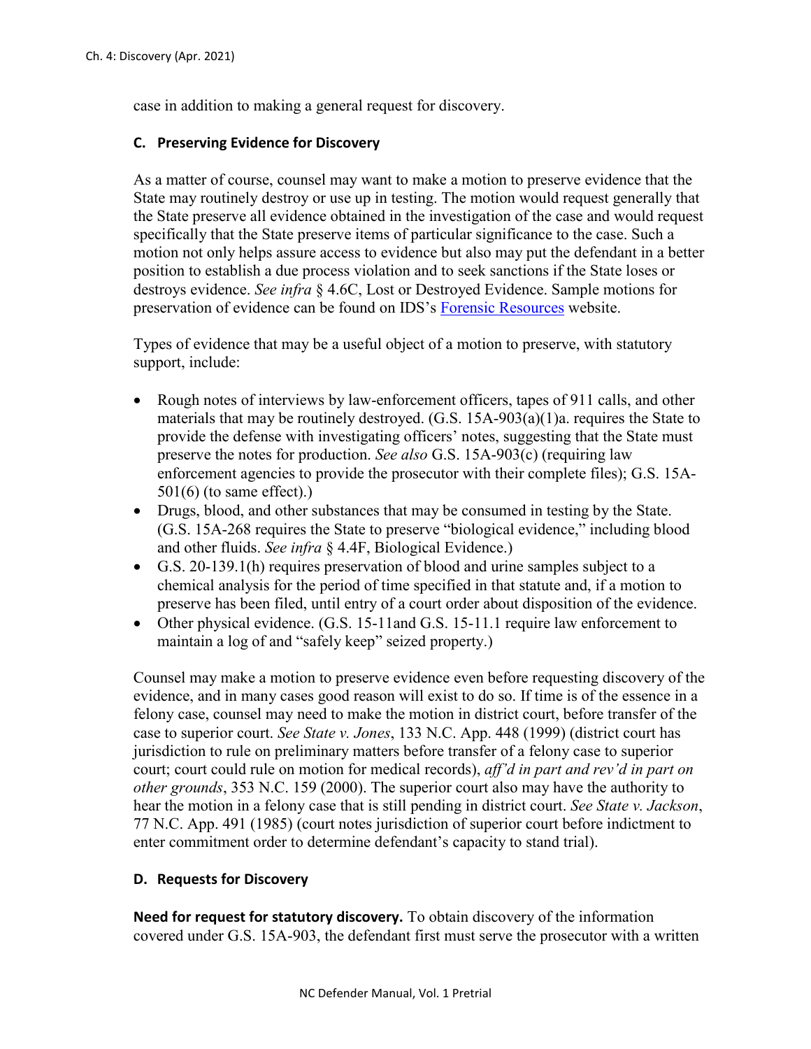case in addition to making a general request for discovery.

## C. Preserving Evidence for Discovery

As a matter of course, counsel may want to make a motion to preserve evidence that the State may routinely destroy or use up in testing. The motion would request generally that the State preserve all evidence obtained in the investigation of the case and would request specifically that the State preserve items of particular significance to the case. Such a motion not only helps assure access to evidence but also may put the defendant in a better position to establish a due process violation and to seek sanctions if the State loses or destroys evidence. *See infra* § 4.6C, Lost or Destroyed Evidence. Sample motions for preservation of evidence can be found on IDS's Forensic Resources website.

Types of evidence that may be a useful object of a motion to preserve, with statutory support, include:

- Rough notes of interviews by law-enforcement officers, tapes of 911 calls, and other materials that may be routinely destroyed. (G.S. 15A-903(a)(1)a. requires the State to provide the defense with investigating officers' notes, suggesting that the State must preserve the notes for production. *See also* G.S. 15A-903(c) (requiring law enforcement agencies to provide the prosecutor with their complete files); G.S. 15A-501(6) (to same effect).)
- Drugs, blood, and other substances that may be consumed in testing by the State. (G.S. 15A-268 requires the State to preserve "biological evidence," including blood and other fluids. *See infra* § 4.4F, Biological Evidence.)
- G.S. 20-139.1(h) requires preservation of blood and urine samples subject to a chemical analysis for the period of time specified in that statute and, if a motion to preserve has been filed, until entry of a court order about disposition of the evidence.
- Other physical evidence. (G.S. 15-11and G.S. 15-11.1 require law enforcement to maintain a log of and "safely keep" seized property.)

Counsel may make a motion to preserve evidence even before requesting discovery of the evidence, and in many cases good reason will exist to do so. If time is of the essence in a felony case, counsel may need to make the motion in district court, before transfer of the case to superior court. *See State v. Jones*, 133 N.C. App. 448 (1999) (district court has jurisdiction to rule on preliminary matters before transfer of a felony case to superior court; court could rule on motion for medical records), *aff'd in part and rev'd in part on other grounds*, 353 N.C. 159 (2000). The superior court also may have the authority to hear the motion in a felony case that is still pending in district court. *See State v. Jackson*, 77 N.C. App. 491 (1985) (court notes jurisdiction of superior court before indictment to enter commitment order to determine defendant's capacity to stand trial).

## D. Requests for Discovery

**Need for request for statutory discovery.** To obtain discovery of the information covered under G.S. 15A-903, the defendant first must serve the prosecutor with a written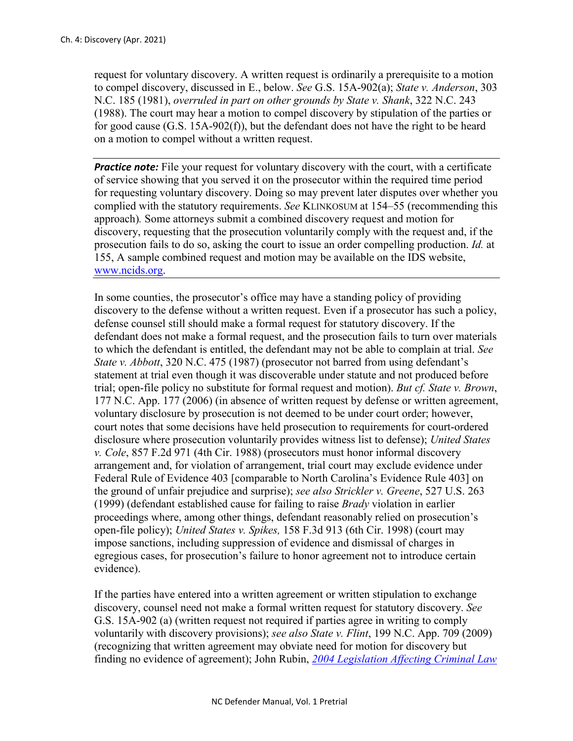request for voluntary discovery. A written request is ordinarily a prerequisite to a motion to compel discovery, discussed in E., below. *See* G.S. 15A-902(a); *State v. Anderson*, 303 N.C. 185 (1981), *overruled in part on other grounds by State v. Shank*, 322 N.C. 243 (1988). The court may hear a motion to compel discovery by stipulation of the parties or for good cause (G.S. 15A-902(f)), but the defendant does not have the right to be heard on a motion to compel without a written request.

---

***Practice note:*** File your request for voluntary discovery with the court, with a certificate of service showing that you served it on the prosecutor within the required time period for requesting voluntary discovery. Doing so may prevent later disputes over whether you complied with the statutory requirements. *See* KLINKOSUM at 154–55 (recommending this approach). Some attorneys submit a combined discovery request and motion for discovery, requesting that the prosecution voluntarily comply with the request and, if the prosecution fails to do so, asking the court to issue an order compelling production. *Id.* at 155, A sample combined request and motion may be available on the IDS website, [www.ncids.org](www.ncids.org).

---

In some counties, the prosecutor's office may have a standing policy of providing discovery to the defense without a written request. Even if a prosecutor has such a policy, defense counsel still should make a formal request for statutory discovery. If the defendant does not make a formal request, and the prosecution fails to turn over materials to which the defendant is entitled, the defendant may not be able to complain at trial. *See State v. Abbott*, 320 N.C. 475 (1987) (prosecutor not barred from using defendant's statement at trial even though it was discoverable under statute and not produced before trial; open-file policy no substitute for formal request and motion). *But cf. State v. Brown*, 177 N.C. App. 177 (2006) (in absence of written request by defense or written agreement, voluntary disclosure by prosecution is not deemed to be under court order; however, court notes that some decisions have held prosecution to requirements for court-ordered disclosure where prosecution voluntarily provides witness list to defense); *United States v. Cole*, 857 F.2d 971 (4th Cir. 1988) (prosecutors must honor informal discovery arrangement and, for violation of arrangement, trial court may exclude evidence under Federal Rule of Evidence 403 [comparable to North Carolina's Evidence Rule 403] on the ground of unfair prejudice and surprise); *see also Strickler v. Greene*, 527 U.S. 263 (1999) (defendant established cause for failing to raise *Brady* violation in earlier proceedings where, among other things, defendant reasonably relied on prosecution's open-file policy); *United States v. Spikes,* 158 F.3d 913 (6th Cir. 1998) (court may impose sanctions, including suppression of evidence and dismissal of charges in egregious cases, for prosecution's failure to honor agreement not to introduce certain evidence).

If the parties have entered into a written agreement or written stipulation to exchange discovery, counsel need not make a formal written request for statutory discovery. *See* G.S. 15A-902 (a) (written request not required if parties agree in writing to comply voluntarily with discovery provisions); *see also State v. Flint*, 199 N.C. App. 709 (2009) (recognizing that written agreement may obviate need for motion for discovery but finding no evidence of agreement); John Rubin, *2004 Legislation Affecting Criminal Law*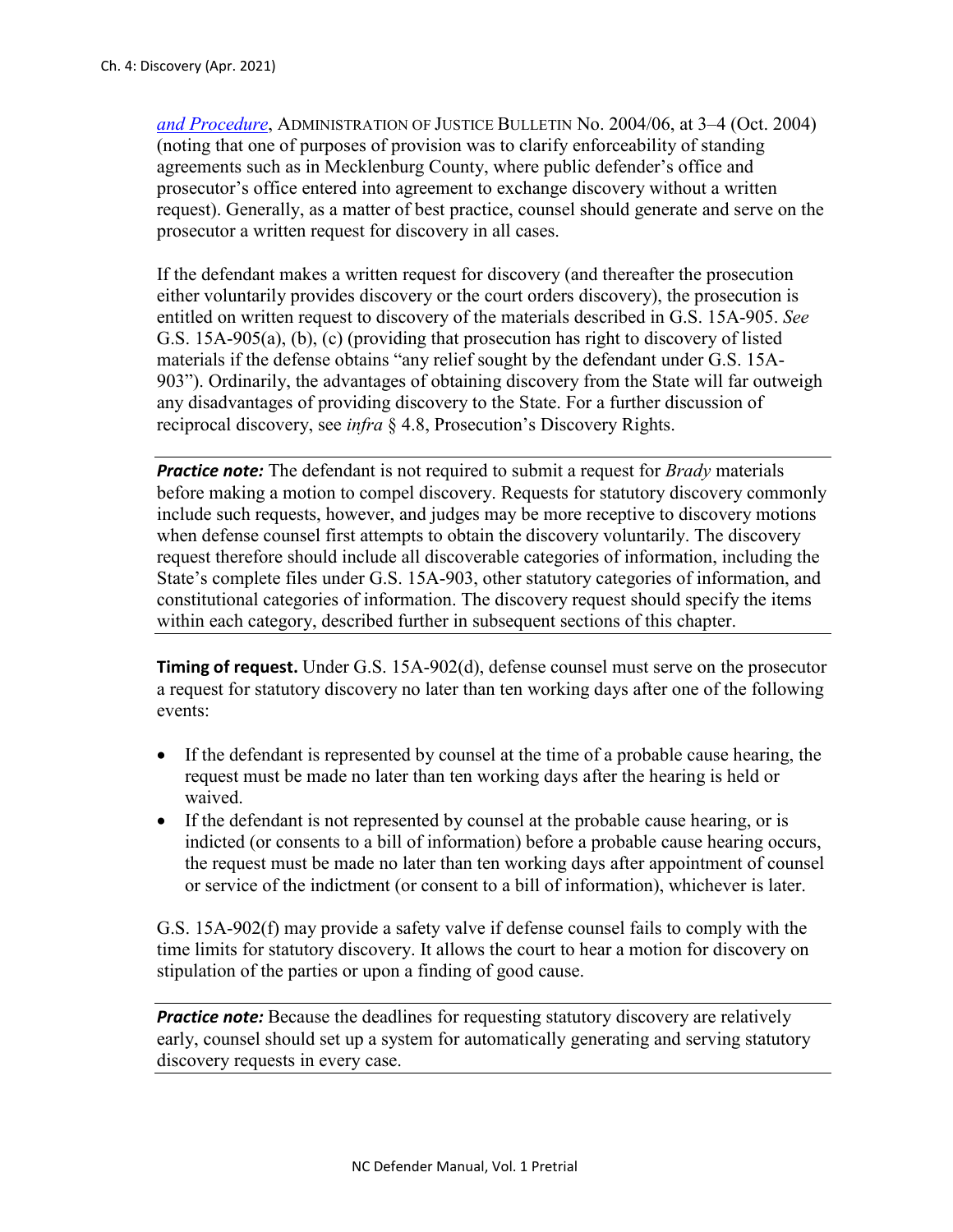*and Procedure*, ADMINISTRATION OF JUSTICE BULLETIN No. 2004/06, at 3–4 (Oct. 2004) (noting that one of purposes of provision was to clarify enforceability of standing agreements such as in Mecklenburg County, where public defender's office and prosecutor's office entered into agreement to exchange discovery without a written request). Generally, as a matter of best practice, counsel should generate and serve on the prosecutor a written request for discovery in all cases.

If the defendant makes a written request for discovery (and thereafter the prosecution either voluntarily provides discovery or the court orders discovery), the prosecution is entitled on written request to discovery of the materials described in G.S. 15A-905. *See* G.S. 15A-905(a), (b), (c) (providing that prosecution has right to discovery of listed materials if the defense obtains "any relief sought by the defendant under G.S. 15A-903"). Ordinarily, the advantages of obtaining discovery from the State will far outweigh any disadvantages of providing discovery to the State. For a further discussion of reciprocal discovery, see *infra* § 4.8, Prosecution's Discovery Rights.

***Practice note:*** The defendant is not required to submit a request for *Brady* materials before making a motion to compel discovery. Requests for statutory discovery commonly include such requests, however, and judges may be more receptive to discovery motions when defense counsel first attempts to obtain the discovery voluntarily. The discovery request therefore should include all discoverable categories of information, including the State's complete files under G.S. 15A-903, other statutory categories of information, and constitutional categories of information. The discovery request should specify the items within each category, described further in subsequent sections of this chapter.

**Timing of request.** Under G.S. 15A-902(d), defense counsel must serve on the prosecutor a request for statutory discovery no later than ten working days after one of the following events:

- If the defendant is represented by counsel at the time of a probable cause hearing, the request must be made no later than ten working days after the hearing is held or waived.
- If the defendant is not represented by counsel at the probable cause hearing, or is indicted (or consents to a bill of information) before a probable cause hearing occurs, the request must be made no later than ten working days after appointment of counsel or service of the indictment (or consent to a bill of information), whichever is later.

G.S. 15A-902(f) may provide a safety valve if defense counsel fails to comply with the time limits for statutory discovery. It allows the court to hear a motion for discovery on stipulation of the parties or upon a finding of good cause.

***Practice note:*** Because the deadlines for requesting statutory discovery are relatively early, counsel should set up a system for automatically generating and serving statutory discovery requests in every case.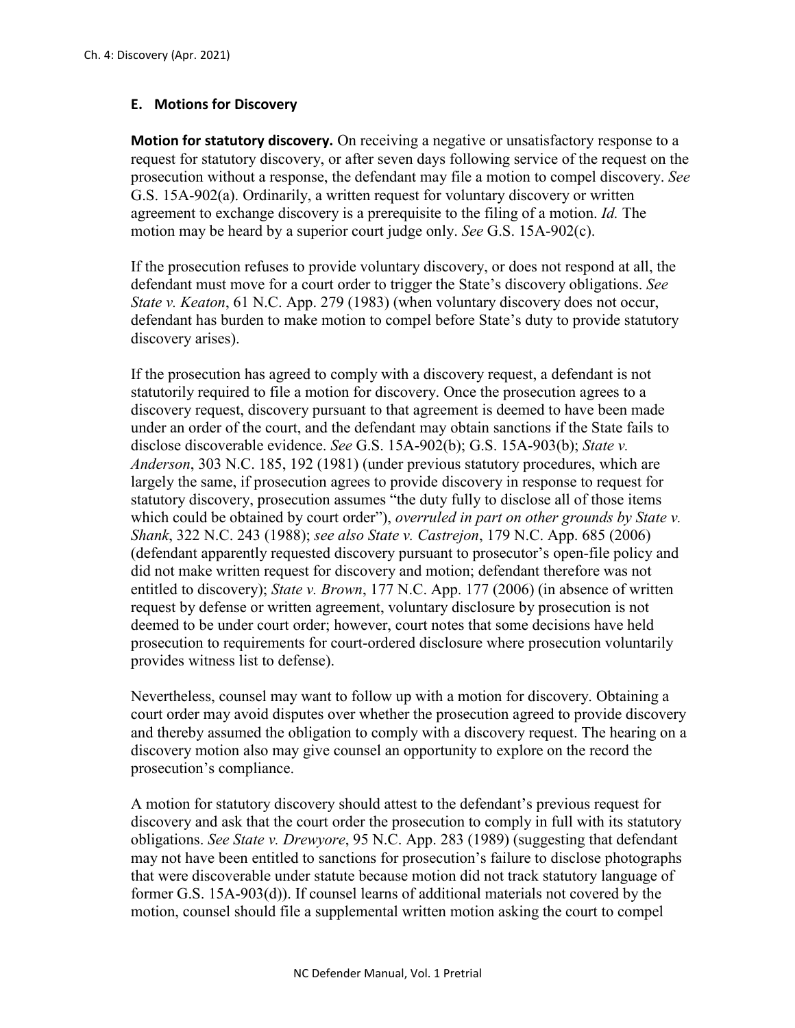## E. Motions for Discovery

**Motion for statutory discovery.** On receiving a negative or unsatisfactory response to a request for statutory discovery, or after seven days following service of the request on the prosecution without a response, the defendant may file a motion to compel discovery. *See* G.S. 15A-902(a). Ordinarily, a written request for voluntary discovery or written agreement to exchange discovery is a prerequisite to the filing of a motion. *Id.* The motion may be heard by a superior court judge only. *See* G.S. 15A-902(c).

If the prosecution refuses to provide voluntary discovery, or does not respond at all, the defendant must move for a court order to trigger the State's discovery obligations. *See State v. Keaton*, 61 N.C. App. 279 (1983) (when voluntary discovery does not occur, defendant has burden to make motion to compel before State's duty to provide statutory discovery arises).

If the prosecution has agreed to comply with a discovery request, a defendant is not statutorily required to file a motion for discovery. Once the prosecution agrees to a discovery request, discovery pursuant to that agreement is deemed to have been made under an order of the court, and the defendant may obtain sanctions if the State fails to disclose discoverable evidence. *See* G.S. 15A-902(b); G.S. 15A-903(b); *State v. Anderson*, 303 N.C. 185, 192 (1981) (under previous statutory procedures, which are largely the same, if prosecution agrees to provide discovery in response to request for statutory discovery, prosecution assumes "the duty fully to disclose all of those items which could be obtained by court order"), *overruled in part on other grounds by State v. Shank*, 322 N.C. 243 (1988); *see also State v. Castrejon*, 179 N.C. App. 685 (2006) (defendant apparently requested discovery pursuant to prosecutor's open-file policy and did not make written request for discovery and motion; defendant therefore was not entitled to discovery); *State v. Brown*, 177 N.C. App. 177 (2006) (in absence of written request by defense or written agreement, voluntary disclosure by prosecution is not deemed to be under court order; however, court notes that some decisions have held prosecution to requirements for court-ordered disclosure where prosecution voluntarily provides witness list to defense).

Nevertheless, counsel may want to follow up with a motion for discovery. Obtaining a court order may avoid disputes over whether the prosecution agreed to provide discovery and thereby assumed the obligation to comply with a discovery request. The hearing on a discovery motion also may give counsel an opportunity to explore on the record the prosecution's compliance.

A motion for statutory discovery should attest to the defendant's previous request for discovery and ask that the court order the prosecution to comply in full with its statutory obligations. *See State v. Drewyore*, 95 N.C. App. 283 (1989) (suggesting that defendant may not have been entitled to sanctions for prosecution's failure to disclose photographs that were discoverable under statute because motion did not track statutory language of former G.S. 15A-903(d)). If counsel learns of additional materials not covered by the motion, counsel should file a supplemental written motion asking the court to compel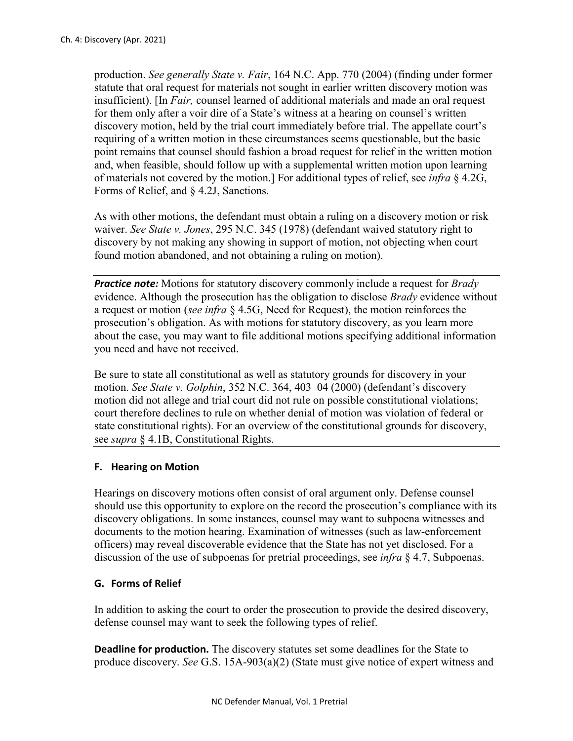production. *See generally State v. Fair*, 164 N.C. App. 770 (2004) (finding under former statute that oral request for materials not sought in earlier written discovery motion was insufficient). [In *Fair,* counsel learned of additional materials and made an oral request for them only after a voir dire of a State's witness at a hearing on counsel's written discovery motion, held by the trial court immediately before trial. The appellate court's requiring of a written motion in these circumstances seems questionable, but the basic point remains that counsel should fashion a broad request for relief in the written motion and, when feasible, should follow up with a supplemental written motion upon learning of materials not covered by the motion.] For additional types of relief, see *infra* § 4.2G, Forms of Relief, and § 4.2J, Sanctions.

As with other motions, the defendant must obtain a ruling on a discovery motion or risk waiver. *See State v. Jones*, 295 N.C. 345 (1978) (defendant waived statutory right to discovery by not making any showing in support of motion, not objecting when court found motion abandoned, and not obtaining a ruling on motion).

***Practice note:*** Motions for statutory discovery commonly include a request for *Brady* evidence. Although the prosecution has the obligation to disclose *Brady* evidence without a request or motion (*see infra* § 4.5G, Need for Request), the motion reinforces the prosecution's obligation. As with motions for statutory discovery, as you learn more about the case, you may want to file additional motions specifying additional information you need and have not received.

Be sure to state all constitutional as well as statutory grounds for discovery in your motion. *See State v. Golphin*, 352 N.C. 364, 403–04 (2000) (defendant's discovery motion did not allege and trial court did not rule on possible constitutional violations; court therefore declines to rule on whether denial of motion was violation of federal or state constitutional rights). For an overview of the constitutional grounds for discovery, see *supra* § 4.1B, Constitutional Rights.

### F. Hearing on Motion

Hearings on discovery motions often consist of oral argument only. Defense counsel should use this opportunity to explore on the record the prosecution's compliance with its discovery obligations. In some instances, counsel may want to subpoena witnesses and documents to the motion hearing. Examination of witnesses (such as law-enforcement officers) may reveal discoverable evidence that the State has not yet disclosed. For a discussion of the use of subpoenas for pretrial proceedings, see *infra* § 4.7, Subpoenas.

### G. Forms of Relief

In addition to asking the court to order the prosecution to provide the desired discovery, defense counsel may want to seek the following types of relief.

**Deadline for production.** The discovery statutes set some deadlines for the State to produce discovery. *See* G.S. 15A-903(a)(2) (State must give notice of expert witness and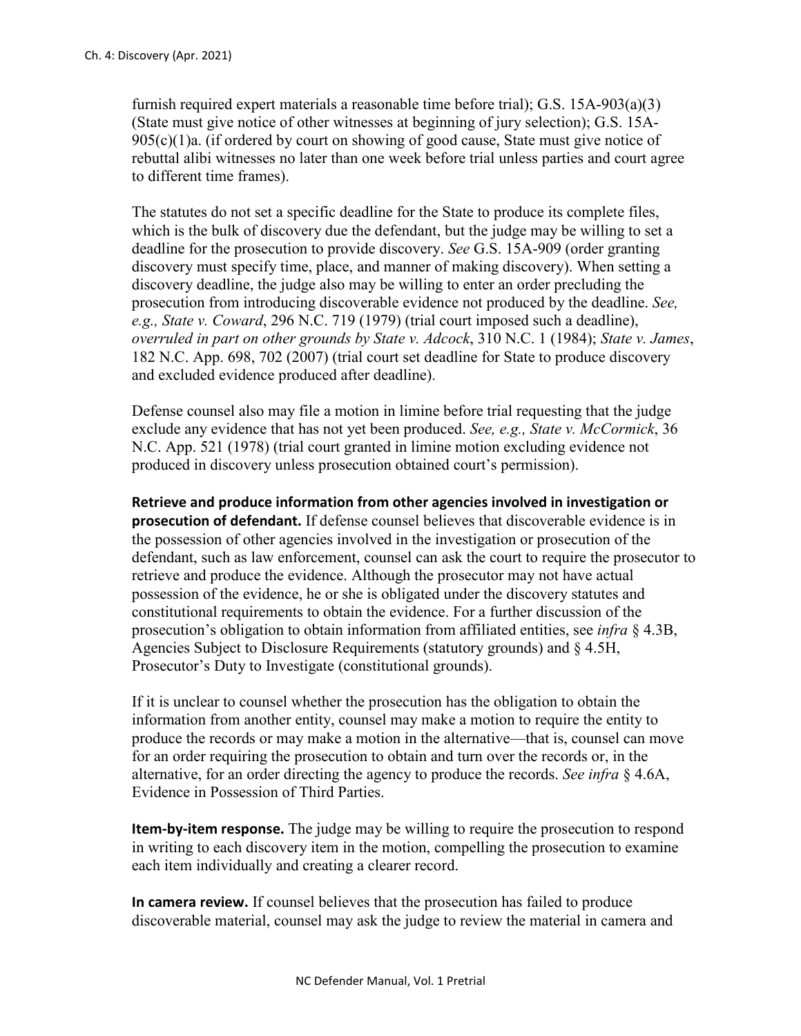furnish required expert materials a reasonable time before trial); G.S. 15A-903(a)(3) (State must give notice of other witnesses at beginning of jury selection); G.S. 15A-905(c)(1)a. (if ordered by court on showing of good cause, State must give notice of rebuttal alibi witnesses no later than one week before trial unless parties and court agree to different time frames).

The statutes do not set a specific deadline for the State to produce its complete files, which is the bulk of discovery due the defendant, but the judge may be willing to set a deadline for the prosecution to provide discovery. *See* G.S. 15A-909 (order granting discovery must specify time, place, and manner of making discovery). When setting a discovery deadline, the judge also may be willing to enter an order precluding the prosecution from introducing discoverable evidence not produced by the deadline. *See, e.g., State v. Coward*, 296 N.C. 719 (1979) (trial court imposed such a deadline), *overruled in part on other grounds by State v. Adcock*, 310 N.C. 1 (1984); *State v. James*, 182 N.C. App. 698, 702 (2007) (trial court set deadline for State to produce discovery and excluded evidence produced after deadline).

Defense counsel also may file a motion in limine before trial requesting that the judge exclude any evidence that has not yet been produced. *See, e.g., State v. McCormick*, 36 N.C. App. 521 (1978) (trial court granted in limine motion excluding evidence not produced in discovery unless prosecution obtained court's permission).

**Retrieve and produce information from other agencies involved in investigation or prosecution of defendant.** If defense counsel believes that discoverable evidence is in the possession of other agencies involved in the investigation or prosecution of the defendant, such as law enforcement, counsel can ask the court to require the prosecutor to retrieve and produce the evidence. Although the prosecutor may not have actual possession of the evidence, he or she is obligated under the discovery statutes and constitutional requirements to obtain the evidence. For a further discussion of the prosecution's obligation to obtain information from affiliated entities, see *infra* § 4.3B, Agencies Subject to Disclosure Requirements (statutory grounds) and § 4.5H, Prosecutor's Duty to Investigate (constitutional grounds).

If it is unclear to counsel whether the prosecution has the obligation to obtain the information from another entity, counsel may make a motion to require the entity to produce the records or may make a motion in the alternative—that is, counsel can move for an order requiring the prosecution to obtain and turn over the records or, in the alternative, for an order directing the agency to produce the records. *See infra* § 4.6A, Evidence in Possession of Third Parties.

**Item-by-item response.** The judge may be willing to require the prosecution to respond in writing to each discovery item in the motion, compelling the prosecution to examine each item individually and creating a clearer record.

**In camera review.** If counsel believes that the prosecution has failed to produce discoverable material, counsel may ask the judge to review the material in camera and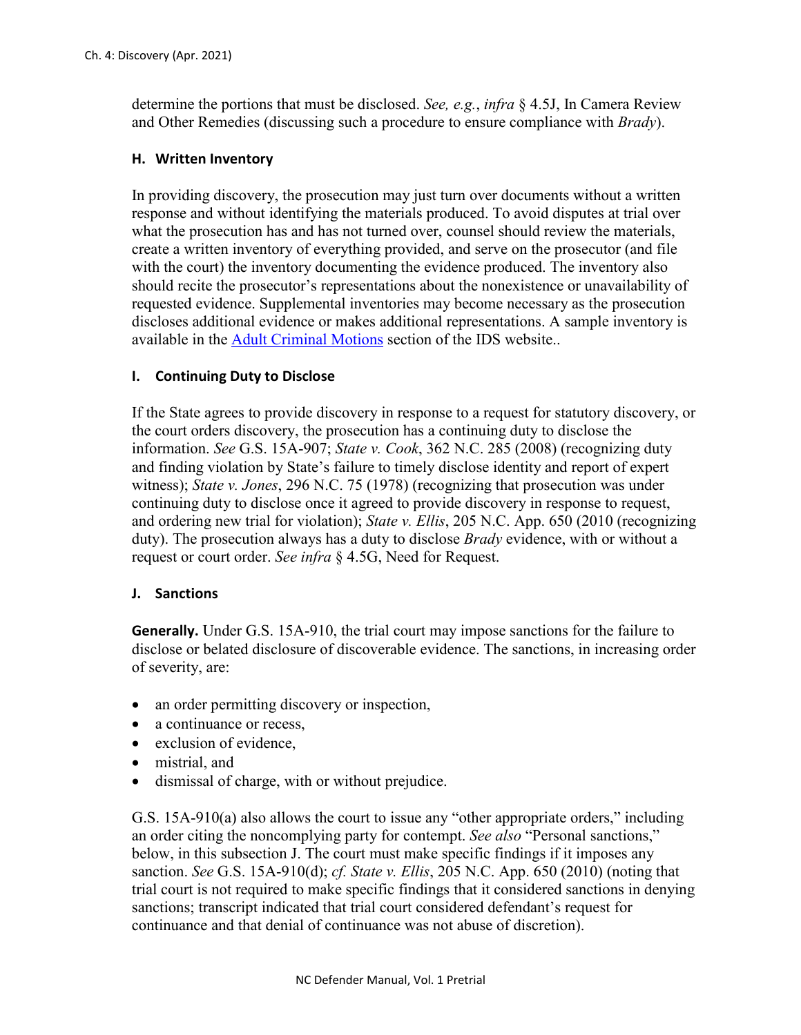determine the portions that must be disclosed. *See, e.g.*, *infra* § 4.5J, In Camera Review and Other Remedies (discussing such a procedure to ensure compliance with *Brady*).

### H. Written Inventory

In providing discovery, the prosecution may just turn over documents without a written response and without identifying the materials produced. To avoid disputes at trial over what the prosecution has and has not turned over, counsel should review the materials, create a written inventory of everything provided, and serve on the prosecutor (and file with the court) the inventory documenting the evidence produced. The inventory also should recite the prosecutor's representations about the nonexistence or unavailability of requested evidence. Supplemental inventories may become necessary as the prosecution discloses additional evidence or makes additional representations. A sample inventory is available in the Adult Criminal Motions section of the IDS website..

### I. Continuing Duty to Disclose

If the State agrees to provide discovery in response to a request for statutory discovery, or the court orders discovery, the prosecution has a continuing duty to disclose the information. *See* G.S. 15A-907; *State v. Cook*, 362 N.C. 285 (2008) (recognizing duty and finding violation by State's failure to timely disclose identity and report of expert witness); *State v. Jones*, 296 N.C. 75 (1978) (recognizing that prosecution was under continuing duty to disclose once it agreed to provide discovery in response to request, and ordering new trial for violation); *State v. Ellis*, 205 N.C. App. 650 (2010 (recognizing duty). The prosecution always has a duty to disclose *Brady* evidence, with or without a request or court order. *See infra* § 4.5G, Need for Request.

### J. Sanctions

**Generally.** Under G.S. 15A-910, the trial court may impose sanctions for the failure to disclose or belated disclosure of discoverable evidence. The sanctions, in increasing order of severity, are:

- an order permitting discovery or inspection,
- a continuance or recess,
- exclusion of evidence,
- mistrial, and
- dismissal of charge, with or without prejudice.

G.S. 15A-910(a) also allows the court to issue any "other appropriate orders," including an order citing the noncomplying party for contempt. *See also* "Personal sanctions," below, in this subsection J. The court must make specific findings if it imposes any sanction. *See* G.S. 15A-910(d); *cf. State v. Ellis*, 205 N.C. App. 650 (2010) (noting that trial court is not required to make specific findings that it considered sanctions in denying sanctions; transcript indicated that trial court considered defendant's request for continuance and that denial of continuance was not abuse of discretion).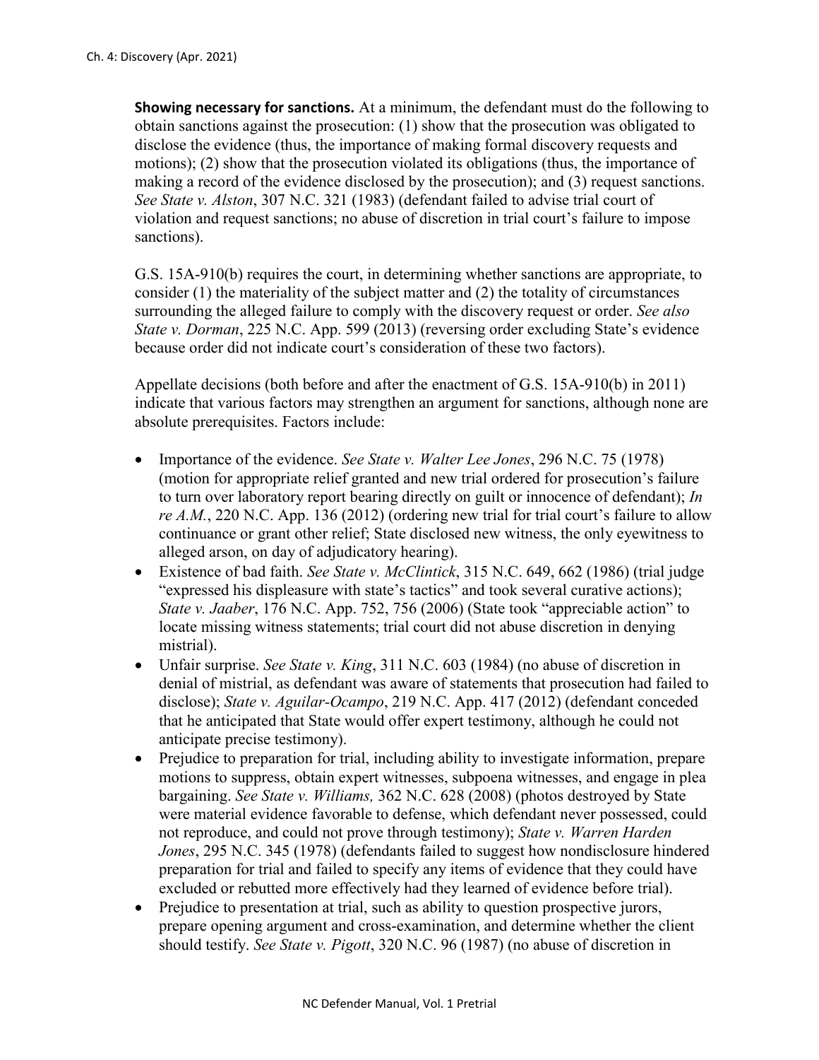**Showing necessary for sanctions.** At a minimum, the defendant must do the following to obtain sanctions against the prosecution: (1) show that the prosecution was obligated to disclose the evidence (thus, the importance of making formal discovery requests and motions); (2) show that the prosecution violated its obligations (thus, the importance of making a record of the evidence disclosed by the prosecution); and (3) request sanctions. *See State v. Alston*, 307 N.C. 321 (1983) (defendant failed to advise trial court of violation and request sanctions; no abuse of discretion in trial court's failure to impose sanctions).

G.S. 15A-910(b) requires the court, in determining whether sanctions are appropriate, to consider (1) the materiality of the subject matter and (2) the totality of circumstances surrounding the alleged failure to comply with the discovery request or order. *See also State v. Dorman*, 225 N.C. App. 599 (2013) (reversing order excluding State's evidence because order did not indicate court's consideration of these two factors).

Appellate decisions (both before and after the enactment of G.S. 15A-910(b) in 2011) indicate that various factors may strengthen an argument for sanctions, although none are absolute prerequisites. Factors include:

- Importance of the evidence. *See State v. Walter Lee Jones*, 296 N.C. 75 (1978) (motion for appropriate relief granted and new trial ordered for prosecution's failure to turn over laboratory report bearing directly on guilt or innocence of defendant); *In re A.M.*, 220 N.C. App. 136 (2012) (ordering new trial for trial court's failure to allow continuance or grant other relief; State disclosed new witness, the only eyewitness to alleged arson, on day of adjudicatory hearing).
- Existence of bad faith. *See State v. McClintick*, 315 N.C. 649, 662 (1986) (trial judge "expressed his displeasure with state's tactics" and took several curative actions); *State v. Jaaber*, 176 N.C. App. 752, 756 (2006) (State took "appreciable action" to locate missing witness statements; trial court did not abuse discretion in denying mistrial).
- Unfair surprise. *See State v. King*, 311 N.C. 603 (1984) (no abuse of discretion in denial of mistrial, as defendant was aware of statements that prosecution had failed to disclose); *State v. Aguilar-Ocampo*, 219 N.C. App. 417 (2012) (defendant conceded that he anticipated that State would offer expert testimony, although he could not anticipate precise testimony).
- Prejudice to preparation for trial, including ability to investigate information, prepare motions to suppress, obtain expert witnesses, subpoena witnesses, and engage in plea bargaining. *See State v. Williams,* 362 N.C. 628 (2008) (photos destroyed by State were material evidence favorable to defense, which defendant never possessed, could not reproduce, and could not prove through testimony); *State v. Warren Harden Jones*, 295 N.C. 345 (1978) (defendants failed to suggest how nondisclosure hindered preparation for trial and failed to specify any items of evidence that they could have excluded or rebutted more effectively had they learned of evidence before trial).
- Prejudice to presentation at trial, such as ability to question prospective jurors, prepare opening argument and cross-examination, and determine whether the client should testify. *See State v. Pigott*, 320 N.C. 96 (1987) (no abuse of discretion in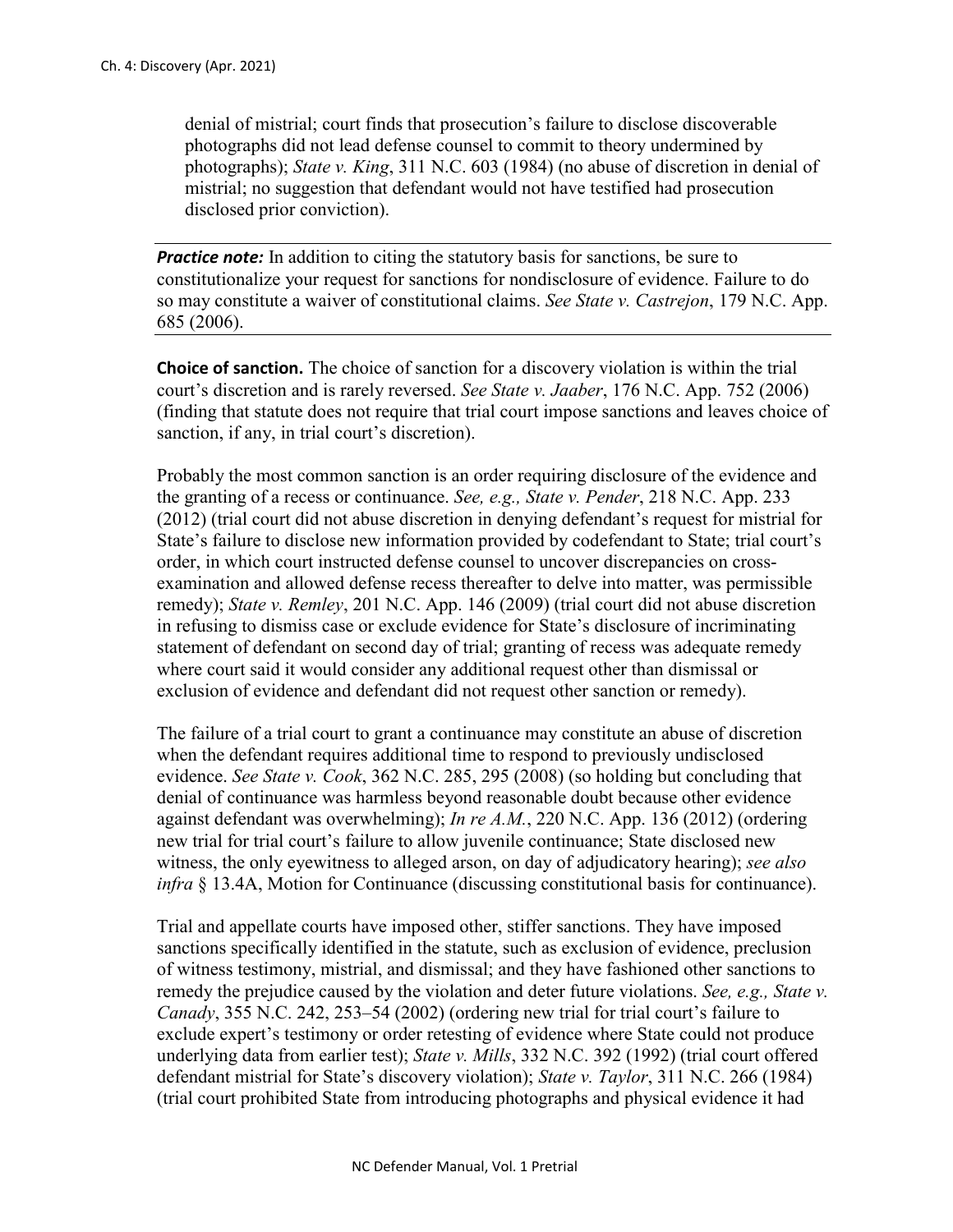denial of mistrial; court finds that prosecution's failure to disclose discoverable photographs did not lead defense counsel to commit to theory undermined by photographs); *State v. King*, 311 N.C. 603 (1984) (no abuse of discretion in denial of mistrial; no suggestion that defendant would not have testified had prosecution disclosed prior conviction).

---

***Practice note:*** In addition to citing the statutory basis for sanctions, be sure to constitutionalize your request for sanctions for nondisclosure of evidence. Failure to do so may constitute a waiver of constitutional claims. *See State v. Castrejon*, 179 N.C. App. 685 (2006).

---

**Choice of sanction.** The choice of sanction for a discovery violation is within the trial court's discretion and is rarely reversed. *See State v. Jaaber*, 176 N.C. App. 752 (2006) (finding that statute does not require that trial court impose sanctions and leaves choice of sanction, if any, in trial court's discretion).

Probably the most common sanction is an order requiring disclosure of the evidence and the granting of a recess or continuance. *See, e.g., State v. Pender*, 218 N.C. App. 233 (2012) (trial court did not abuse discretion in denying defendant's request for mistrial for State's failure to disclose new information provided by codefendant to State; trial court's order, in which court instructed defense counsel to uncover discrepancies on cross-examination and allowed defense recess thereafter to delve into matter, was permissible remedy); *State v. Remley*, 201 N.C. App. 146 (2009) (trial court did not abuse discretion in refusing to dismiss case or exclude evidence for State's disclosure of incriminating statement of defendant on second day of trial; granting of recess was adequate remedy where court said it would consider any additional request other than dismissal or exclusion of evidence and defendant did not request other sanction or remedy).

The failure of a trial court to grant a continuance may constitute an abuse of discretion when the defendant requires additional time to respond to previously undisclosed evidence. *See State v. Cook*, 362 N.C. 285, 295 (2008) (so holding but concluding that denial of continuance was harmless beyond reasonable doubt because other evidence against defendant was overwhelming); *In re A.M.*, 220 N.C. App. 136 (2012) (ordering new trial for trial court's failure to allow juvenile continuance; State disclosed new witness, the only eyewitness to alleged arson, on day of adjudicatory hearing); *see also infra* § 13.4A, Motion for Continuance (discussing constitutional basis for continuance).

Trial and appellate courts have imposed other, stiffer sanctions. They have imposed sanctions specifically identified in the statute, such as exclusion of evidence, preclusion of witness testimony, mistrial, and dismissal; and they have fashioned other sanctions to remedy the prejudice caused by the violation and deter future violations. *See, e.g., State v. Canady*, 355 N.C. 242, 253–54 (2002) (ordering new trial for trial court's failure to exclude expert's testimony or order retesting of evidence where State could not produce underlying data from earlier test); *State v. Mills*, 332 N.C. 392 (1992) (trial court offered defendant mistrial for State's discovery violation); *State v. Taylor*, 311 N.C. 266 (1984) (trial court prohibited State from introducing photographs and physical evidence it had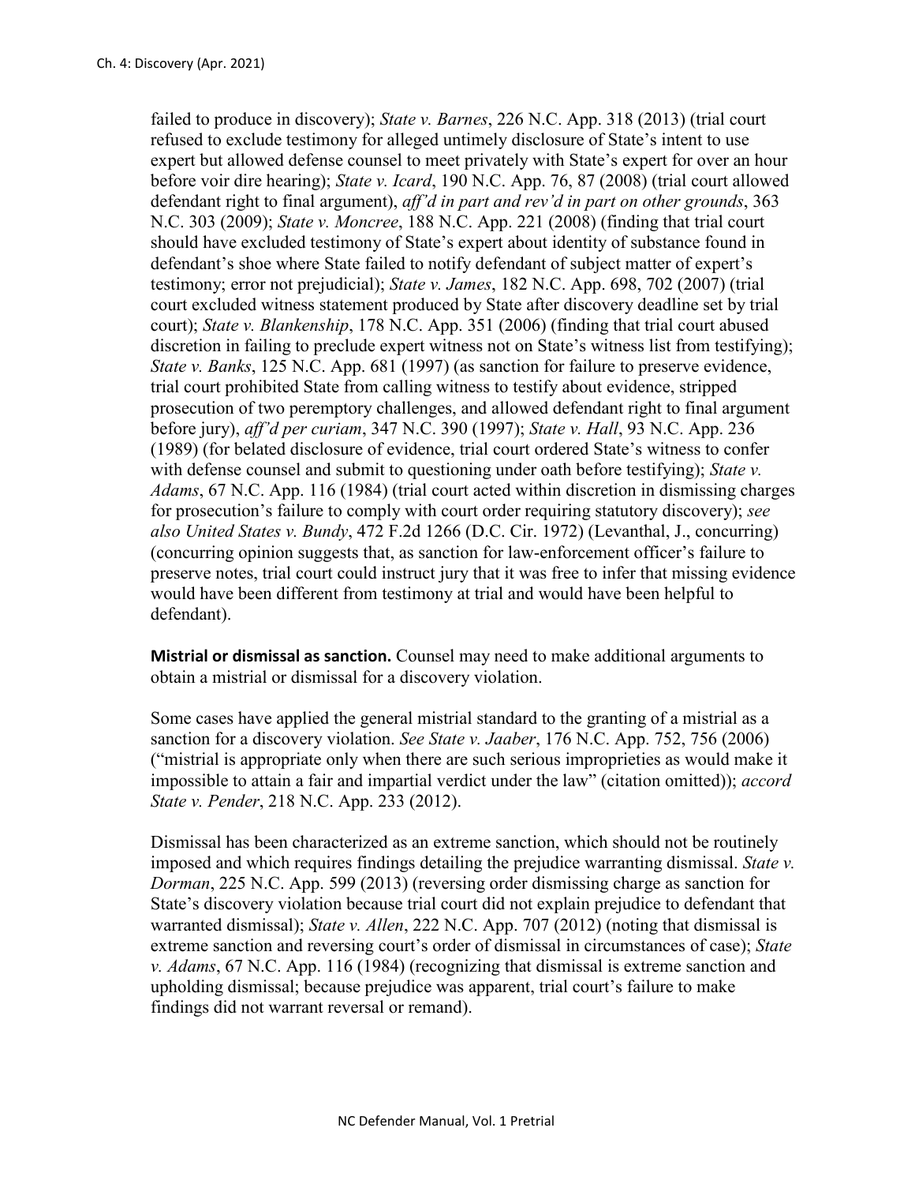failed to produce in discovery); *State v. Barnes*, 226 N.C. App. 318 (2013) (trial court refused to exclude testimony for alleged untimely disclosure of State's intent to use expert but allowed defense counsel to meet privately with State's expert for over an hour before voir dire hearing); *State v. Icard*, 190 N.C. App. 76, 87 (2008) (trial court allowed defendant right to final argument), *aff'd in part and rev'd in part on other grounds*, 363 N.C. 303 (2009); *State v. Moncree*, 188 N.C. App. 221 (2008) (finding that trial court should have excluded testimony of State's expert about identity of substance found in defendant's shoe where State failed to notify defendant of subject matter of expert's testimony; error not prejudicial); *State v. James*, 182 N.C. App. 698, 702 (2007) (trial court excluded witness statement produced by State after discovery deadline set by trial court); *State v. Blankenship*, 178 N.C. App. 351 (2006) (finding that trial court abused discretion in failing to preclude expert witness not on State's witness list from testifying); *State v. Banks*, 125 N.C. App. 681 (1997) (as sanction for failure to preserve evidence, trial court prohibited State from calling witness to testify about evidence, stripped prosecution of two peremptory challenges, and allowed defendant right to final argument before jury), *aff'd per curiam*, 347 N.C. 390 (1997); *State v. Hall*, 93 N.C. App. 236 (1989) (for belated disclosure of evidence, trial court ordered State's witness to confer with defense counsel and submit to questioning under oath before testifying); *State v. Adams*, 67 N.C. App. 116 (1984) (trial court acted within discretion in dismissing charges for prosecution's failure to comply with court order requiring statutory discovery); *see also United States v. Bundy*, 472 F.2d 1266 (D.C. Cir. 1972) (Levanthal, J., concurring) (concurring opinion suggests that, as sanction for law-enforcement officer's failure to preserve notes, trial court could instruct jury that it was free to infer that missing evidence would have been different from testimony at trial and would have been helpful to defendant).

**Mistrial or dismissal as sanction.** Counsel may need to make additional arguments to obtain a mistrial or dismissal for a discovery violation.

Some cases have applied the general mistrial standard to the granting of a mistrial as a sanction for a discovery violation. *See State v. Jaaber*, 176 N.C. App. 752, 756 (2006) ("mistrial is appropriate only when there are such serious improprieties as would make it impossible to attain a fair and impartial verdict under the law" (citation omitted)); *accord State v. Pender*, 218 N.C. App. 233 (2012).

Dismissal has been characterized as an extreme sanction, which should not be routinely imposed and which requires findings detailing the prejudice warranting dismissal. *State v. Dorman*, 225 N.C. App. 599 (2013) (reversing order dismissing charge as sanction for State's discovery violation because trial court did not explain prejudice to defendant that warranted dismissal); *State v. Allen*, 222 N.C. App. 707 (2012) (noting that dismissal is extreme sanction and reversing court's order of dismissal in circumstances of case); *State v. Adams*, 67 N.C. App. 116 (1984) (recognizing that dismissal is extreme sanction and upholding dismissal; because prejudice was apparent, trial court's failure to make findings did not warrant reversal or remand).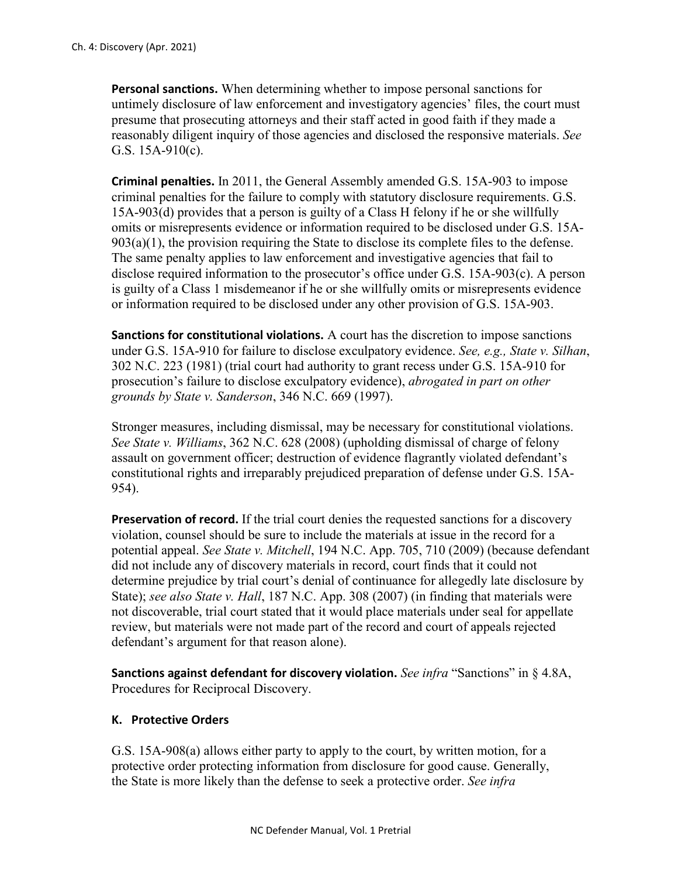**Personal sanctions.** When determining whether to impose personal sanctions for untimely disclosure of law enforcement and investigatory agencies' files, the court must presume that prosecuting attorneys and their staff acted in good faith if they made a reasonably diligent inquiry of those agencies and disclosed the responsive materials. *See* G.S. 15A-910(c).

**Criminal penalties.** In 2011, the General Assembly amended G.S. 15A-903 to impose criminal penalties for the failure to comply with statutory disclosure requirements. G.S. 15A-903(d) provides that a person is guilty of a Class H felony if he or she willfully omits or misrepresents evidence or information required to be disclosed under G.S. 15A-903(a)(1), the provision requiring the State to disclose its complete files to the defense. The same penalty applies to law enforcement and investigative agencies that fail to disclose required information to the prosecutor's office under G.S. 15A-903(c). A person is guilty of a Class 1 misdemeanor if he or she willfully omits or misrepresents evidence or information required to be disclosed under any other provision of G.S. 15A-903.

**Sanctions for constitutional violations.** A court has the discretion to impose sanctions under G.S. 15A-910 for failure to disclose exculpatory evidence. *See, e.g., State v. Silhan*, 302 N.C. 223 (1981) (trial court had authority to grant recess under G.S. 15A-910 for prosecution's failure to disclose exculpatory evidence), *abrogated in part on other grounds by State v. Sanderson*, 346 N.C. 669 (1997).

Stronger measures, including dismissal, may be necessary for constitutional violations. *See State v. Williams*, 362 N.C. 628 (2008) (upholding dismissal of charge of felony assault on government officer; destruction of evidence flagrantly violated defendant's constitutional rights and irreparably prejudiced preparation of defense under G.S. 15A-954).

**Preservation of record.** If the trial court denies the requested sanctions for a discovery violation, counsel should be sure to include the materials at issue in the record for a potential appeal. *See State v. Mitchell*, 194 N.C. App. 705, 710 (2009) (because defendant did not include any of discovery materials in record, court finds that it could not determine prejudice by trial court's denial of continuance for allegedly late disclosure by State); *see also State v. Hall*, 187 N.C. App. 308 (2007) (in finding that materials were not discoverable, trial court stated that it would place materials under seal for appellate review, but materials were not made part of the record and court of appeals rejected defendant's argument for that reason alone).

**Sanctions against defendant for discovery violation.** *See infra* "Sanctions" in § 4.8A, Procedures for Reciprocal Discovery.

### K. Protective Orders

G.S. 15A-908(a) allows either party to apply to the court, by written motion, for a protective order protecting information from disclosure for good cause. Generally, the State is more likely than the defense to seek a protective order. *See infra*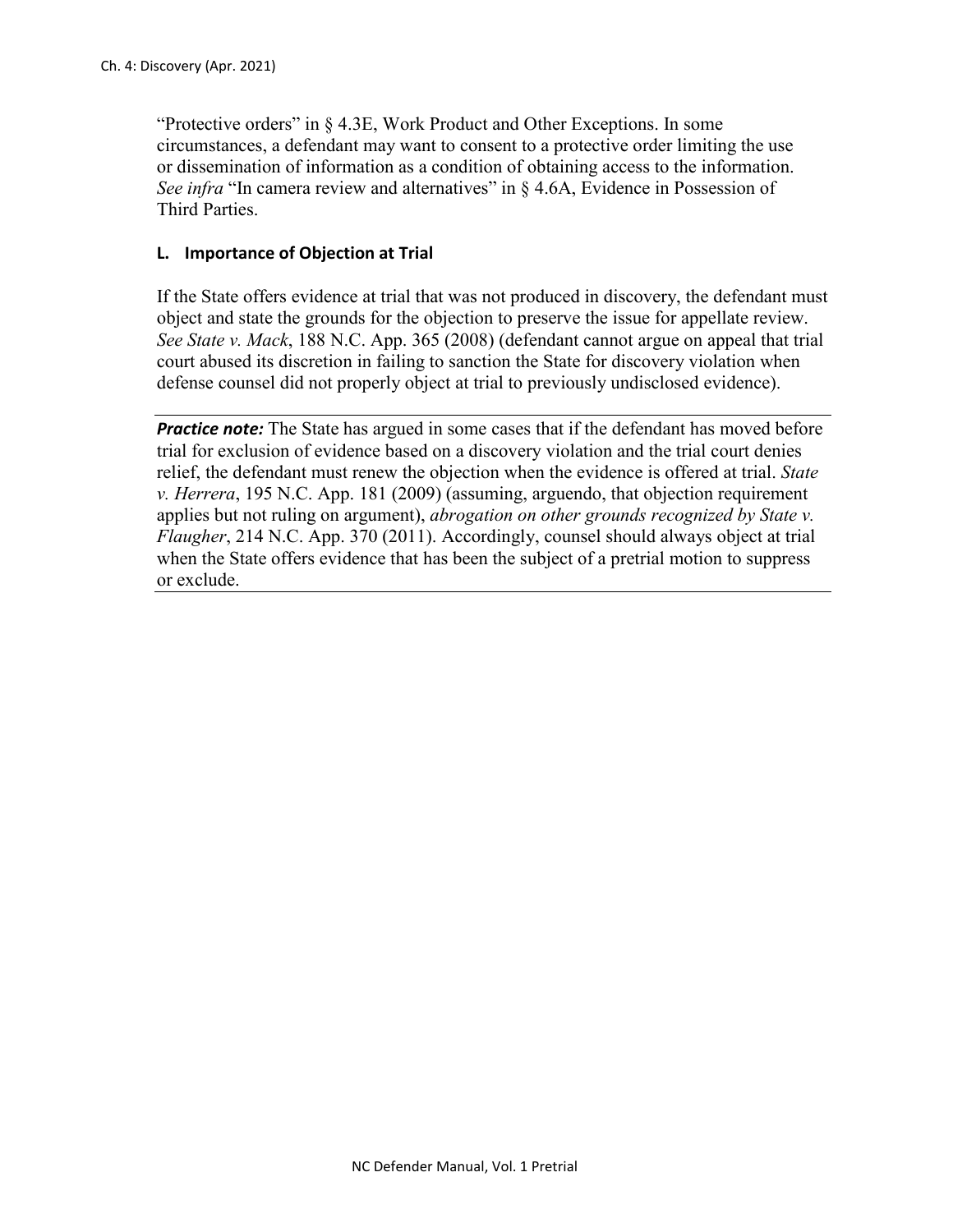"Protective orders" in § 4.3E, Work Product and Other Exceptions. In some circumstances, a defendant may want to consent to a protective order limiting the use or dissemination of information as a condition of obtaining access to the information. *See infra* "In camera review and alternatives" in § 4.6A, Evidence in Possession of Third Parties.

## L. Importance of Objection at Trial

If the State offers evidence at trial that was not produced in discovery, the defendant must object and state the grounds for the objection to preserve the issue for appellate review. *See State v. Mack*, 188 N.C. App. 365 (2008) (defendant cannot argue on appeal that trial court abused its discretion in failing to sanction the State for discovery violation when defense counsel did not properly object at trial to previously undisclosed evidence).

***Practice note:*** The State has argued in some cases that if the defendant has moved before trial for exclusion of evidence based on a discovery violation and the trial court denies relief, the defendant must renew the objection when the evidence is offered at trial. *State v. Herrera*, 195 N.C. App. 181 (2009) (assuming, arguendo, that objection requirement applies but not ruling on argument), *abrogation on other grounds recognized by State v. Flaugher*, 214 N.C. App. 370 (2011). Accordingly, counsel should always object at trial when the State offers evidence that has been the subject of a pretrial motion to suppress or exclude.